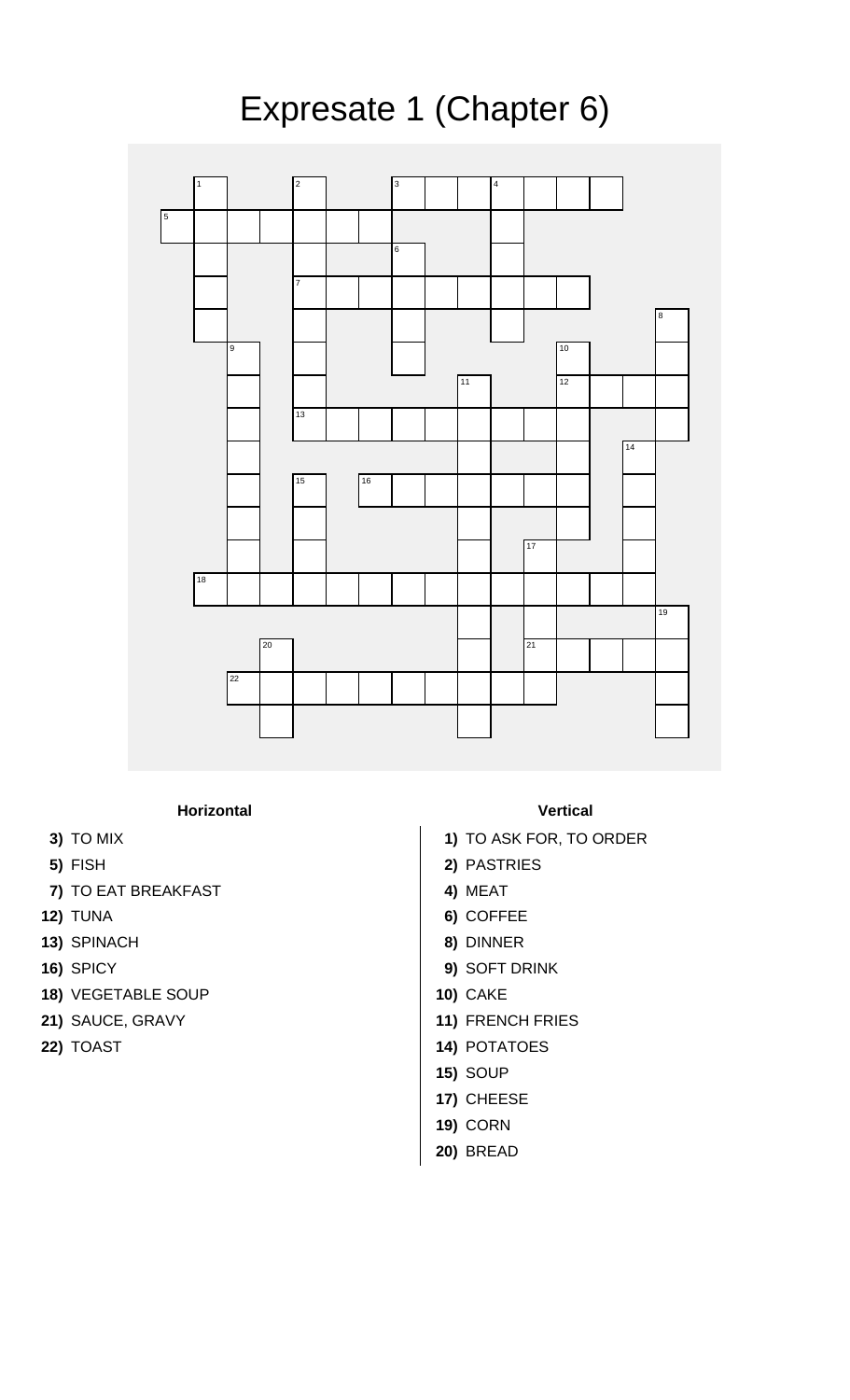# Expresate 1 (Chapter 6)

### Horizontal

**3)** TO MIX
**5)** FISH
**7)** TO EAT BREAKFAST
**12)** TUNA
**13)** SPINACH
**16)** SPICY
**18)** VEGETABLE SOUP
**21)** SAUCE, GRAVY
**22)** TOAST

### Vertical

**1)** TO ASK FOR, TO ORDER
**2)** PASTRIES
**4)** MEAT
**6)** COFFEE
**8)** DINNER
**9)** SOFT DRINK
**10)** CAKE
**11)** FRENCH FRIES
**14)** POTATOES
**15)** SOUP
**17)** CHEESE
**19)** CORN
**20)** BREAD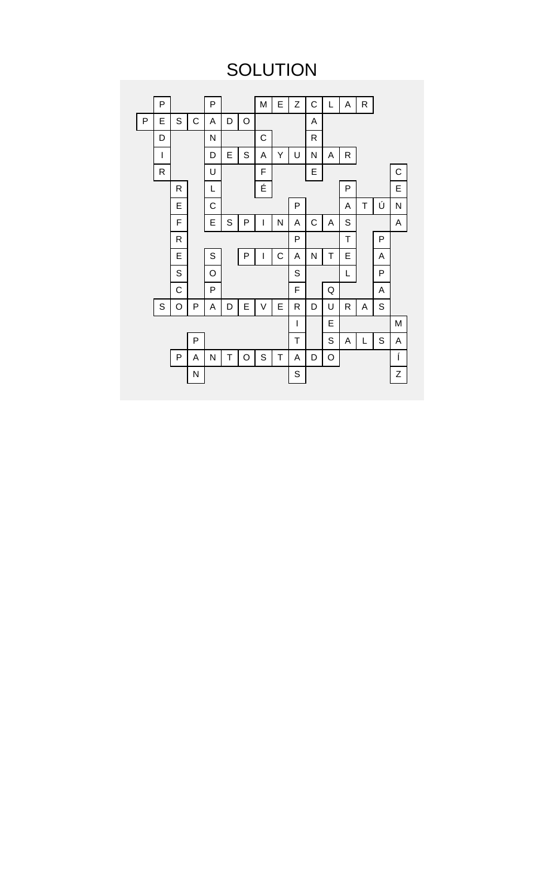# SOLUTION

| | | | | | | | | | | | | | | | |
|---|---|---|---|---|---|---|---|---|---|---|---|---|---|---|---|
| | P | | | P | | | M | E | Z | C | L | A | R | | |
| P | E | S | C | A | D | O | | | | A | | | | | |
| | D | | | N | | | C | | | R | | | | | |
| | I | | | D | E | S | A | Y | U | N | A | R | | | |
| | R | | | U | | | F | | | E | | | | | C |
| | | R | | L | | | É | | | | | P | | | E |
| | | E | | C | | | | | P | | | A | T | Ú | N |
| | | F | | E | S | P | I | N | A | C | A | S | | | A |
| | | R | | | | | | | P | | | T | | P | |
| | | E | | S | | P | I | C | A | N | T | E | | A | |
| | | S | | O | | | | | S | | | L | | P | |
| | | C | | P | | | | | F | | Q | | | A | |
| | S | O | P | A | D | E | V | E | R | D | U | R | A | S | |
| | | | | | | | | | I | | E | | | | M |
| | | | P | | | | | | T | | S | A | L | S | A |
| | | P | A | N | T | O | S | T | A | D | O | | | | Í |
| | | | N | | | | | | S | | | | | | Z |